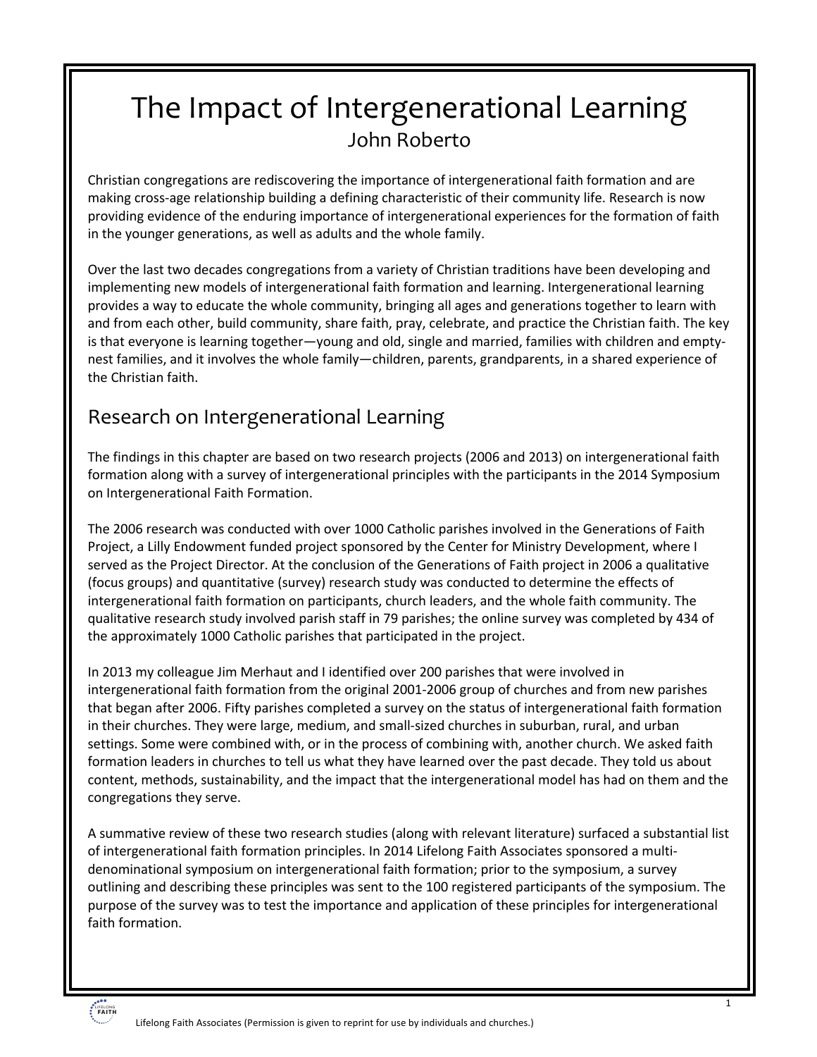# The Impact of Intergenerational Learning

John Roberto

Christian congregations are rediscovering the importance of intergenerational faith formation and are making cross-age relationship building a defining characteristic of their community life. Research is now providing evidence of the enduring importance of intergenerational experiences for the formation of faith in the younger generations, as well as adults and the whole family.

Over the last two decades congregations from a variety of Christian traditions have been developing and implementing new models of intergenerational faith formation and learning. Intergenerational learning provides a way to educate the whole community, bringing all ages and generations together to learn with and from each other, build community, share faith, pray, celebrate, and practice the Christian faith. The key is that everyone is learning together—young and old, single and married, families with children and empty-nest families, and it involves the whole family—children, parents, grandparents, in a shared experience of the Christian faith.

## Research on Intergenerational Learning

The findings in this chapter are based on two research projects (2006 and 2013) on intergenerational faith formation along with a survey of intergenerational principles with the participants in the 2014 Symposium on Intergenerational Faith Formation.

The 2006 research was conducted with over 1000 Catholic parishes involved in the Generations of Faith Project, a Lilly Endowment funded project sponsored by the Center for Ministry Development, where I served as the Project Director. At the conclusion of the Generations of Faith project in 2006 a qualitative (focus groups) and quantitative (survey) research study was conducted to determine the effects of intergenerational faith formation on participants, church leaders, and the whole faith community. The qualitative research study involved parish staff in 79 parishes; the online survey was completed by 434 of the approximately 1000 Catholic parishes that participated in the project.

In 2013 my colleague Jim Merhaut and I identified over 200 parishes that were involved in intergenerational faith formation from the original 2001-2006 group of churches and from new parishes that began after 2006. Fifty parishes completed a survey on the status of intergenerational faith formation in their churches. They were large, medium, and small-sized churches in suburban, rural, and urban settings. Some were combined with, or in the process of combining with, another church. We asked faith formation leaders in churches to tell us what they have learned over the past decade. They told us about content, methods, sustainability, and the impact that the intergenerational model has had on them and the congregations they serve.

A summative review of these two research studies (along with relevant literature) surfaced a substantial list of intergenerational faith formation principles. In 2014 Lifelong Faith Associates sponsored a multi-denominational symposium on intergenerational faith formation; prior to the symposium, a survey outlining and describing these principles was sent to the 100 registered participants of the symposium. The purpose of the survey was to test the importance and application of these principles for intergenerational faith formation.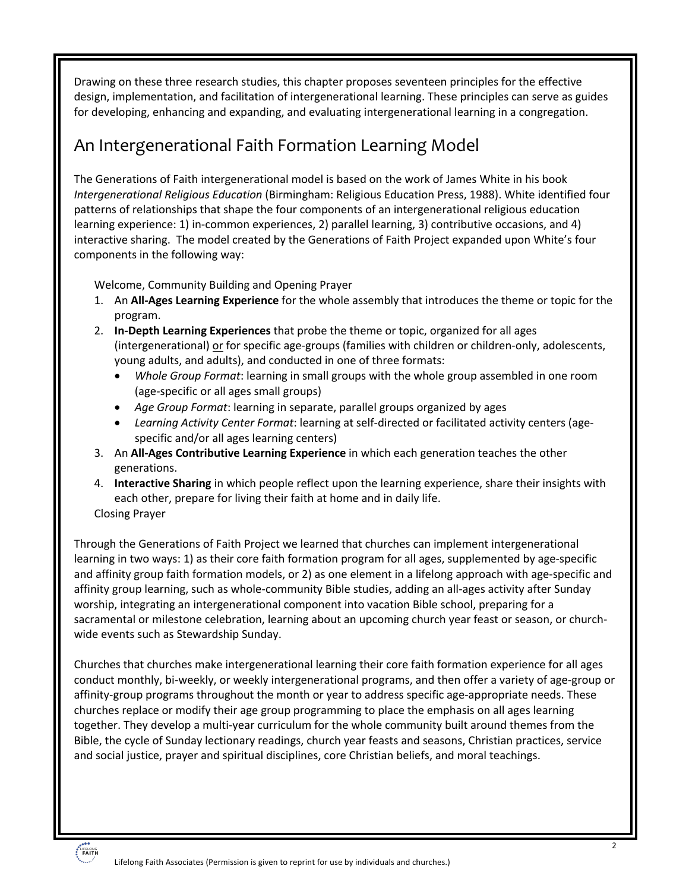Drawing on these three research studies, this chapter proposes seventeen principles for the effective design, implementation, and facilitation of intergenerational learning. These principles can serve as guides for developing, enhancing and expanding, and evaluating intergenerational learning in a congregation.

## An Intergenerational Faith Formation Learning Model

The Generations of Faith intergenerational model is based on the work of James White in his book *Intergenerational Religious Education* (Birmingham: Religious Education Press, 1988). White identified four patterns of relationships that shape the four components of an intergenerational religious education learning experience: 1) in-common experiences, 2) parallel learning, 3) contributive occasions, and 4) interactive sharing. The model created by the Generations of Faith Project expanded upon White's four components in the following way:

Welcome, Community Building and Opening Prayer

1. An **All-Ages Learning Experience** for the whole assembly that introduces the theme or topic for the program.
2. **In-Depth Learning Experiences** that probe the theme or topic, organized for all ages (intergenerational) or for specific age-groups (families with children or children-only, adolescents, young adults, and adults), and conducted in one of three formats:
   - *Whole Group Format*: learning in small groups with the whole group assembled in one room (age-specific or all ages small groups)
   - *Age Group Format*: learning in separate, parallel groups organized by ages
   - *Learning Activity Center Format*: learning at self-directed or facilitated activity centers (age-specific and/or all ages learning centers)
3. An **All-Ages Contributive Learning Experience** in which each generation teaches the other generations.
4. **Interactive Sharing** in which people reflect upon the learning experience, share their insights with each other, prepare for living their faith at home and in daily life.

Closing Prayer

Through the Generations of Faith Project we learned that churches can implement intergenerational learning in two ways: 1) as their core faith formation program for all ages, supplemented by age-specific and affinity group faith formation models, or 2) as one element in a lifelong approach with age-specific and affinity group learning, such as whole-community Bible studies, adding an all-ages activity after Sunday worship, integrating an intergenerational component into vacation Bible school, preparing for a sacramental or milestone celebration, learning about an upcoming church year feast or season, or church-wide events such as Stewardship Sunday.

Churches that churches make intergenerational learning their core faith formation experience for all ages conduct monthly, bi-weekly, or weekly intergenerational programs, and then offer a variety of age-group or affinity-group programs throughout the month or year to address specific age-appropriate needs. These churches replace or modify their age group programming to place the emphasis on all ages learning together. They develop a multi-year curriculum for the whole community built around themes from the Bible, the cycle of Sunday lectionary readings, church year feasts and seasons, Christian practices, service and social justice, prayer and spiritual disciplines, core Christian beliefs, and moral teachings.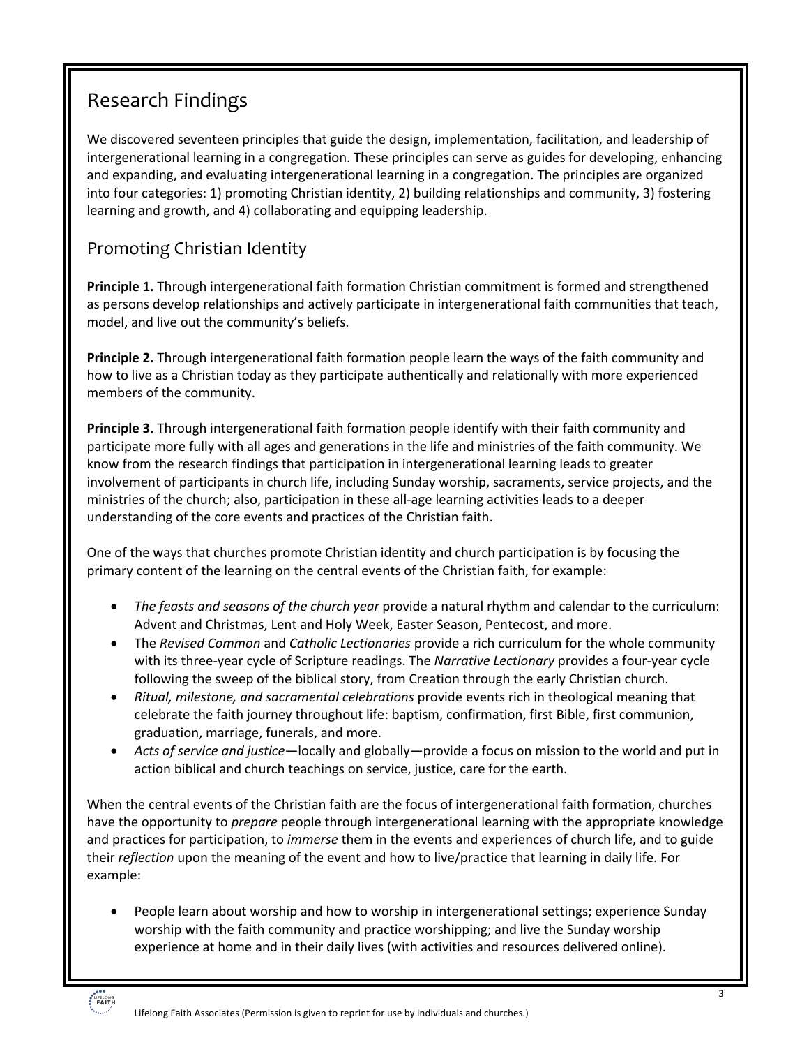## Research Findings

We discovered seventeen principles that guide the design, implementation, facilitation, and leadership of intergenerational learning in a congregation. These principles can serve as guides for developing, enhancing and expanding, and evaluating intergenerational learning in a congregation. The principles are organized into four categories: 1) promoting Christian identity, 2) building relationships and community, 3) fostering learning and growth, and 4) collaborating and equipping leadership.

### Promoting Christian Identity

**Principle 1.** Through intergenerational faith formation Christian commitment is formed and strengthened as persons develop relationships and actively participate in intergenerational faith communities that teach, model, and live out the community's beliefs.

**Principle 2.** Through intergenerational faith formation people learn the ways of the faith community and how to live as a Christian today as they participate authentically and relationally with more experienced members of the community.

**Principle 3.** Through intergenerational faith formation people identify with their faith community and participate more fully with all ages and generations in the life and ministries of the faith community. We know from the research findings that participation in intergenerational learning leads to greater involvement of participants in church life, including Sunday worship, sacraments, service projects, and the ministries of the church; also, participation in these all-age learning activities leads to a deeper understanding of the core events and practices of the Christian faith.

One of the ways that churches promote Christian identity and church participation is by focusing the primary content of the learning on the central events of the Christian faith, for example:

- *The feasts and seasons of the church year* provide a natural rhythm and calendar to the curriculum: Advent and Christmas, Lent and Holy Week, Easter Season, Pentecost, and more.
- The *Revised Common* and *Catholic Lectionaries* provide a rich curriculum for the whole community with its three-year cycle of Scripture readings. The *Narrative Lectionary* provides a four-year cycle following the sweep of the biblical story, from Creation through the early Christian church.
- *Ritual, milestone, and sacramental celebrations* provide events rich in theological meaning that celebrate the faith journey throughout life: baptism, confirmation, first Bible, first communion, graduation, marriage, funerals, and more.
- *Acts of service and justice*—locally and globally—provide a focus on mission to the world and put in action biblical and church teachings on service, justice, care for the earth.

When the central events of the Christian faith are the focus of intergenerational faith formation, churches have the opportunity to *prepare* people through intergenerational learning with the appropriate knowledge and practices for participation, to *immerse* them in the events and experiences of church life, and to guide their *reflection* upon the meaning of the event and how to live/practice that learning in daily life. For example:

- People learn about worship and how to worship in intergenerational settings; experience Sunday worship with the faith community and practice worshipping; and live the Sunday worship experience at home and in their daily lives (with activities and resources delivered online).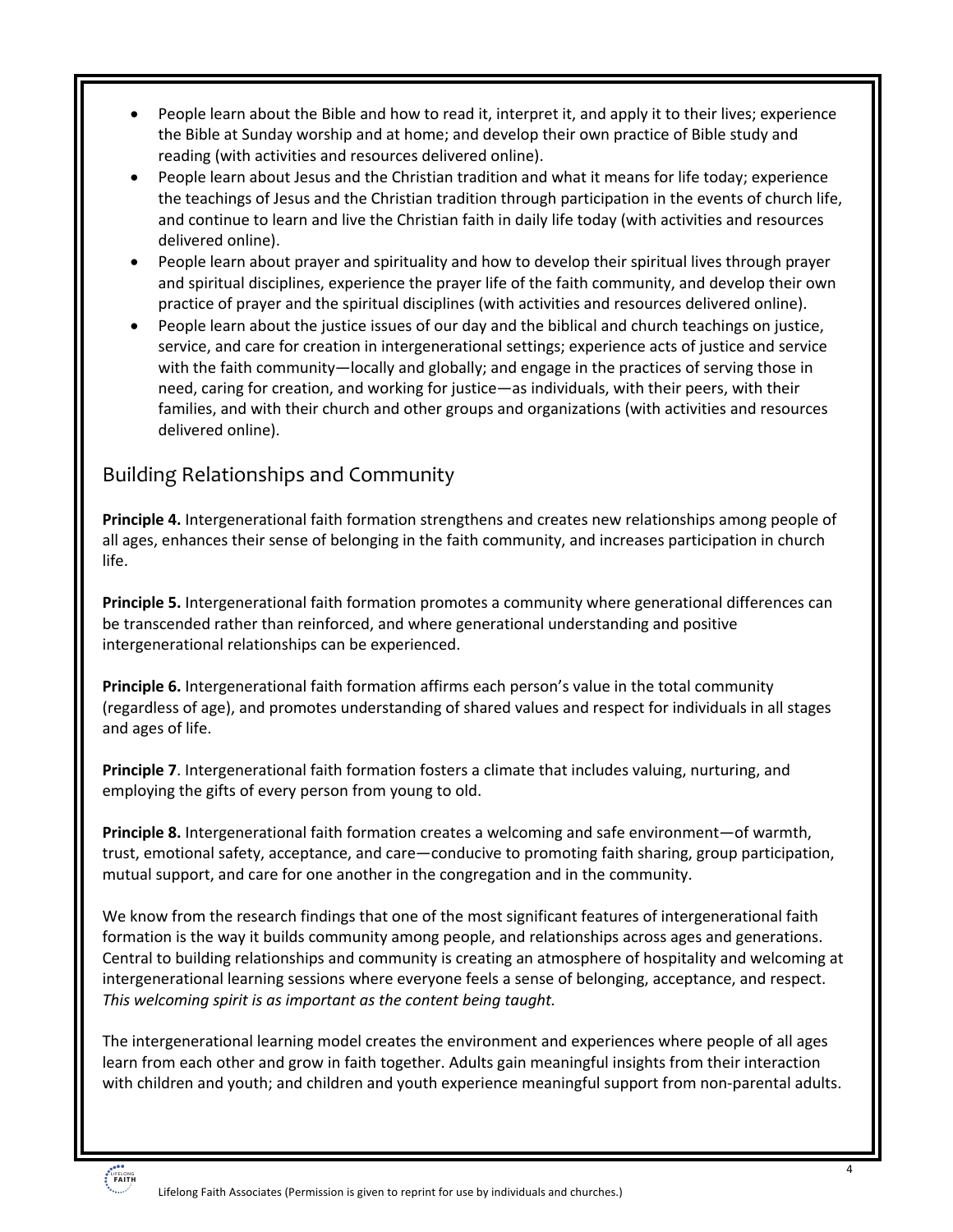- People learn about the Bible and how to read it, interpret it, and apply it to their lives; experience the Bible at Sunday worship and at home; and develop their own practice of Bible study and reading (with activities and resources delivered online).
- People learn about Jesus and the Christian tradition and what it means for life today; experience the teachings of Jesus and the Christian tradition through participation in the events of church life, and continue to learn and live the Christian faith in daily life today (with activities and resources delivered online).
- People learn about prayer and spirituality and how to develop their spiritual lives through prayer and spiritual disciplines, experience the prayer life of the faith community, and develop their own practice of prayer and the spiritual disciplines (with activities and resources delivered online).
- People learn about the justice issues of our day and the biblical and church teachings on justice, service, and care for creation in intergenerational settings; experience acts of justice and service with the faith community—locally and globally; and engage in the practices of serving those in need, caring for creation, and working for justice—as individuals, with their peers, with their families, and with their church and other groups and organizations (with activities and resources delivered online).

## Building Relationships and Community

**Principle 4.** Intergenerational faith formation strengthens and creates new relationships among people of all ages, enhances their sense of belonging in the faith community, and increases participation in church life.

**Principle 5.** Intergenerational faith formation promotes a community where generational differences can be transcended rather than reinforced, and where generational understanding and positive intergenerational relationships can be experienced.

**Principle 6.** Intergenerational faith formation affirms each person's value in the total community (regardless of age), and promotes understanding of shared values and respect for individuals in all stages and ages of life.

**Principle 7**. Intergenerational faith formation fosters a climate that includes valuing, nurturing, and employing the gifts of every person from young to old.

**Principle 8.** Intergenerational faith formation creates a welcoming and safe environment—of warmth, trust, emotional safety, acceptance, and care—conducive to promoting faith sharing, group participation, mutual support, and care for one another in the congregation and in the community.

We know from the research findings that one of the most significant features of intergenerational faith formation is the way it builds community among people, and relationships across ages and generations. Central to building relationships and community is creating an atmosphere of hospitality and welcoming at intergenerational learning sessions where everyone feels a sense of belonging, acceptance, and respect. *This welcoming spirit is as important as the content being taught.*

The intergenerational learning model creates the environment and experiences where people of all ages learn from each other and grow in faith together. Adults gain meaningful insights from their interaction with children and youth; and children and youth experience meaningful support from non-parental adults.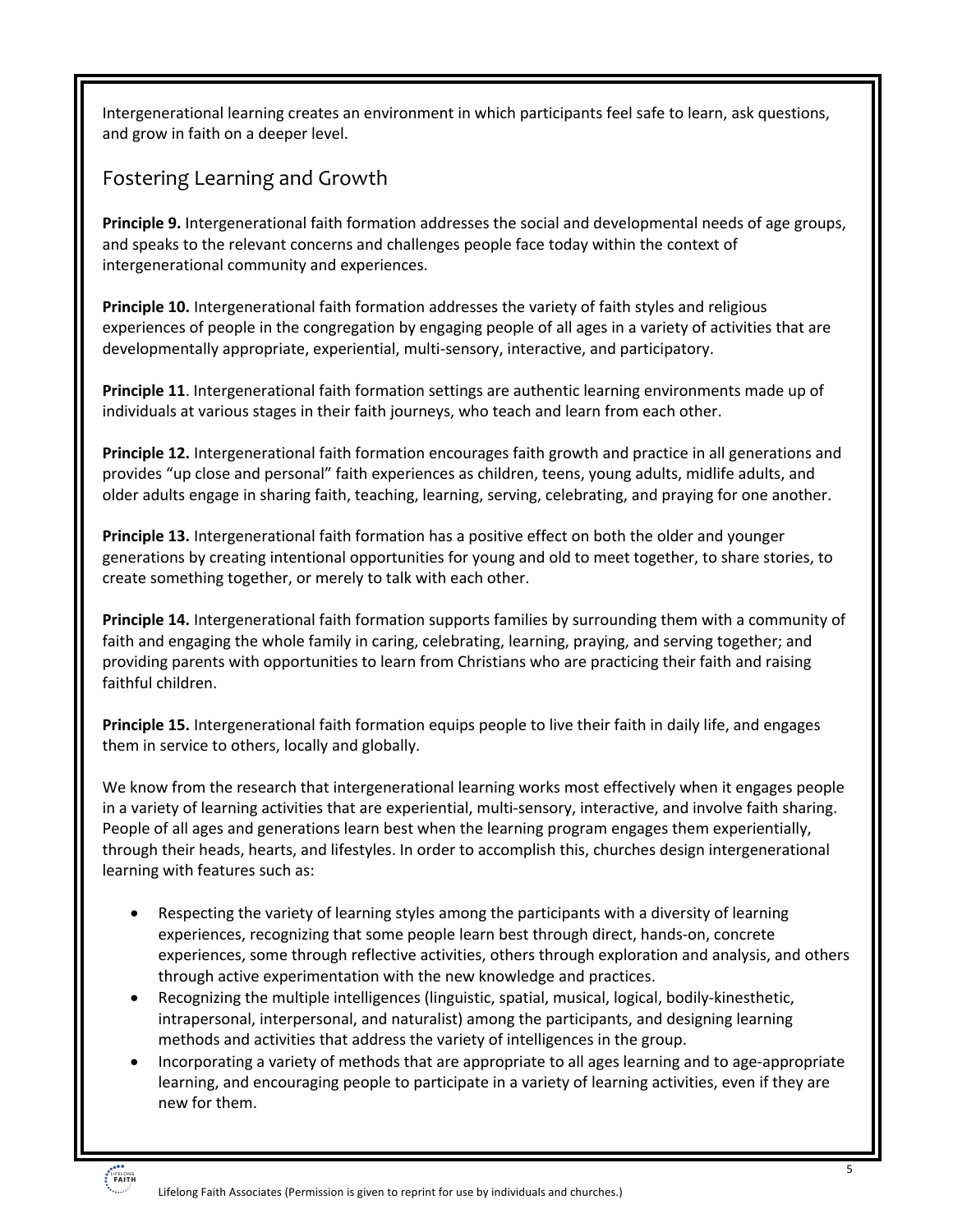Intergenerational learning creates an environment in which participants feel safe to learn, ask questions, and grow in faith on a deeper level.

## Fostering Learning and Growth

**Principle 9.** Intergenerational faith formation addresses the social and developmental needs of age groups, and speaks to the relevant concerns and challenges people face today within the context of intergenerational community and experiences.

**Principle 10.** Intergenerational faith formation addresses the variety of faith styles and religious experiences of people in the congregation by engaging people of all ages in a variety of activities that are developmentally appropriate, experiential, multi-sensory, interactive, and participatory.

**Principle 11**. Intergenerational faith formation settings are authentic learning environments made up of individuals at various stages in their faith journeys, who teach and learn from each other.

**Principle 12.** Intergenerational faith formation encourages faith growth and practice in all generations and provides "up close and personal" faith experiences as children, teens, young adults, midlife adults, and older adults engage in sharing faith, teaching, learning, serving, celebrating, and praying for one another.

**Principle 13.** Intergenerational faith formation has a positive effect on both the older and younger generations by creating intentional opportunities for young and old to meet together, to share stories, to create something together, or merely to talk with each other.

**Principle 14.** Intergenerational faith formation supports families by surrounding them with a community of faith and engaging the whole family in caring, celebrating, learning, praying, and serving together; and providing parents with opportunities to learn from Christians who are practicing their faith and raising faithful children.

**Principle 15.** Intergenerational faith formation equips people to live their faith in daily life, and engages them in service to others, locally and globally.

We know from the research that intergenerational learning works most effectively when it engages people in a variety of learning activities that are experiential, multi-sensory, interactive, and involve faith sharing. People of all ages and generations learn best when the learning program engages them experientially, through their heads, hearts, and lifestyles. In order to accomplish this, churches design intergenerational learning with features such as:

- Respecting the variety of learning styles among the participants with a diversity of learning experiences, recognizing that some people learn best through direct, hands-on, concrete experiences, some through reflective activities, others through exploration and analysis, and others through active experimentation with the new knowledge and practices.
- Recognizing the multiple intelligences (linguistic, spatial, musical, logical, bodily-kinesthetic, intrapersonal, interpersonal, and naturalist) among the participants, and designing learning methods and activities that address the variety of intelligences in the group.
- Incorporating a variety of methods that are appropriate to all ages learning and to age-appropriate learning, and encouraging people to participate in a variety of learning activities, even if they are new for them.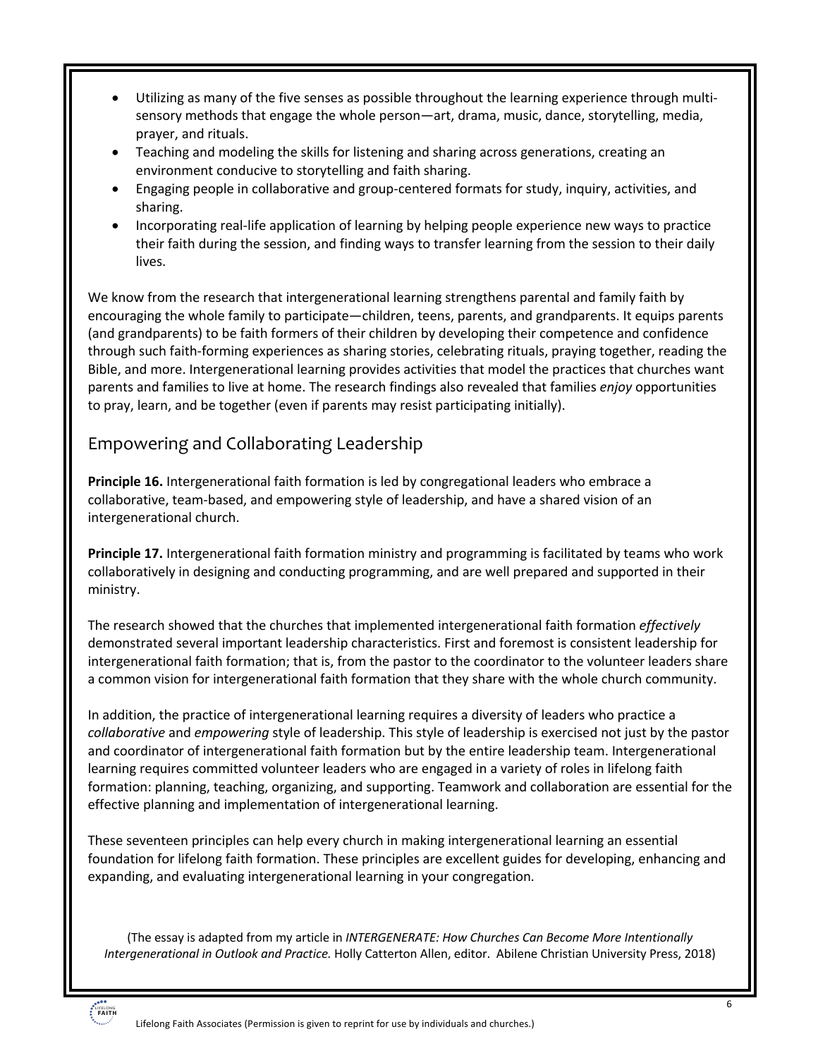- Utilizing as many of the five senses as possible throughout the learning experience through multi-sensory methods that engage the whole person—art, drama, music, dance, storytelling, media, prayer, and rituals.
- Teaching and modeling the skills for listening and sharing across generations, creating an environment conducive to storytelling and faith sharing.
- Engaging people in collaborative and group-centered formats for study, inquiry, activities, and sharing.
- Incorporating real-life application of learning by helping people experience new ways to practice their faith during the session, and finding ways to transfer learning from the session to their daily lives.

We know from the research that intergenerational learning strengthens parental and family faith by encouraging the whole family to participate—children, teens, parents, and grandparents. It equips parents (and grandparents) to be faith formers of their children by developing their competence and confidence through such faith-forming experiences as sharing stories, celebrating rituals, praying together, reading the Bible, and more. Intergenerational learning provides activities that model the practices that churches want parents and families to live at home. The research findings also revealed that families *enjoy* opportunities to pray, learn, and be together (even if parents may resist participating initially).

## Empowering and Collaborating Leadership

**Principle 16.** Intergenerational faith formation is led by congregational leaders who embrace a collaborative, team-based, and empowering style of leadership, and have a shared vision of an intergenerational church.

**Principle 17.** Intergenerational faith formation ministry and programming is facilitated by teams who work collaboratively in designing and conducting programming, and are well prepared and supported in their ministry.

The research showed that the churches that implemented intergenerational faith formation *effectively* demonstrated several important leadership characteristics. First and foremost is consistent leadership for intergenerational faith formation; that is, from the pastor to the coordinator to the volunteer leaders share a common vision for intergenerational faith formation that they share with the whole church community.

In addition, the practice of intergenerational learning requires a diversity of leaders who practice a *collaborative* and *empowering* style of leadership. This style of leadership is exercised not just by the pastor and coordinator of intergenerational faith formation but by the entire leadership team. Intergenerational learning requires committed volunteer leaders who are engaged in a variety of roles in lifelong faith formation: planning, teaching, organizing, and supporting. Teamwork and collaboration are essential for the effective planning and implementation of intergenerational learning.

These seventeen principles can help every church in making intergenerational learning an essential foundation for lifelong faith formation. These principles are excellent guides for developing, enhancing and expanding, and evaluating intergenerational learning in your congregation.

(The essay is adapted from my article in *INTERGENERATE: How Churches Can Become More Intentionally Intergenerational in Outlook and Practice.* Holly Catterton Allen, editor. Abilene Christian University Press, 2018)